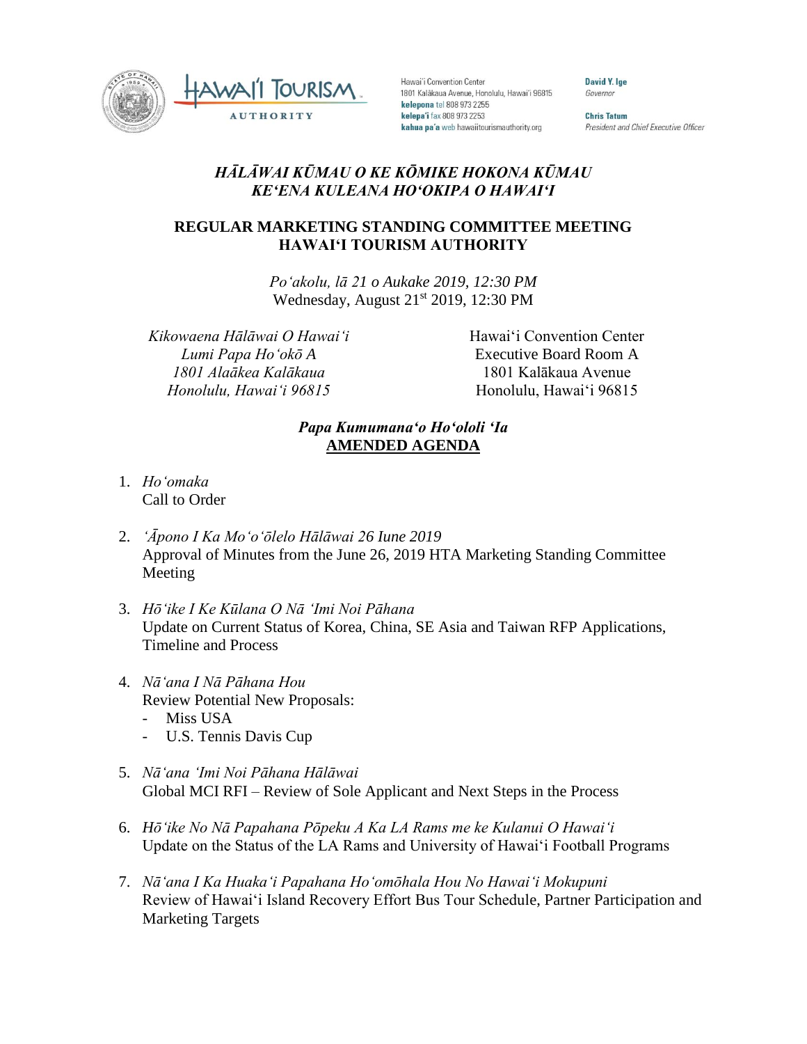Hawaiʻi Convention Center
1801 Kalākaua Avenue, Honolulu, Hawaiʻi 96815
**kelepona** tel 808 973 2255
**kelepaʻi** fax 808 973 2253
**kahua paʻa** web hawaiitourismauthority.org

**David Y. Ige**
*Governor*

**Chris Tatum**
*President and Chief Executive Officer*

### *HĀLĀWAI KŪMAU O KE KŌMIKE HOKONA KŪMAU*
### *KEʻENA KULEANA HOʻOKIPA O HAWAIʻI*

## REGULAR MARKETING STANDING COMMITTEE MEETING
## HAWAIʻI TOURISM AUTHORITY

*Poʻakolu, lā 21 o Aukake 2019, 12:30 PM*
Wednesday, August 21st 2019, 12:30 PM

*Kikowaena Hālāwai O Hawaiʻi*
*Lumi Papa Hoʻokō A*
*1801 Alaākea Kalākaua*
*Honolulu, Hawaiʻi 96815*

Hawaiʻi Convention Center
Executive Board Room A
1801 Kalākaua Avenue
Honolulu, Hawaiʻi 96815

***Papa Kumumanaʻo Hoʻololi ʻIa***
**AMENDED AGENDA**

1. *Hoʻomaka*
   Call to Order

2. *ʻĀpono I Ka Moʻoʻōlelo Hālāwai 26 Iune 2019*
   Approval of Minutes from the June 26, 2019 HTA Marketing Standing Committee Meeting

3. *Hōʻike I Ke Kūlana O Nā ʻImi Noi Pāhana*
   Update on Current Status of Korea, China, SE Asia and Taiwan RFP Applications, Timeline and Process

4. *Nāʻana I Nā Pāhana Hou*
   Review Potential New Proposals:
   - Miss USA
   - U.S. Tennis Davis Cup

5. *Nāʻana ʻImi Noi Pāhana Hālāwai*
   Global MCI RFI – Review of Sole Applicant and Next Steps in the Process

6. *Hōʻike No Nā Papahana Pōpeku A Ka LA Rams me ke Kulanui O Hawaiʻi*
   Update on the Status of the LA Rams and University of Hawaiʻi Football Programs

7. *Nāʻana I Ka Huakaʻi Papahana Hoʻomōhala Hou No Hawaiʻi Mokupuni*
   Review of Hawaiʻi Island Recovery Effort Bus Tour Schedule, Partner Participation and Marketing Targets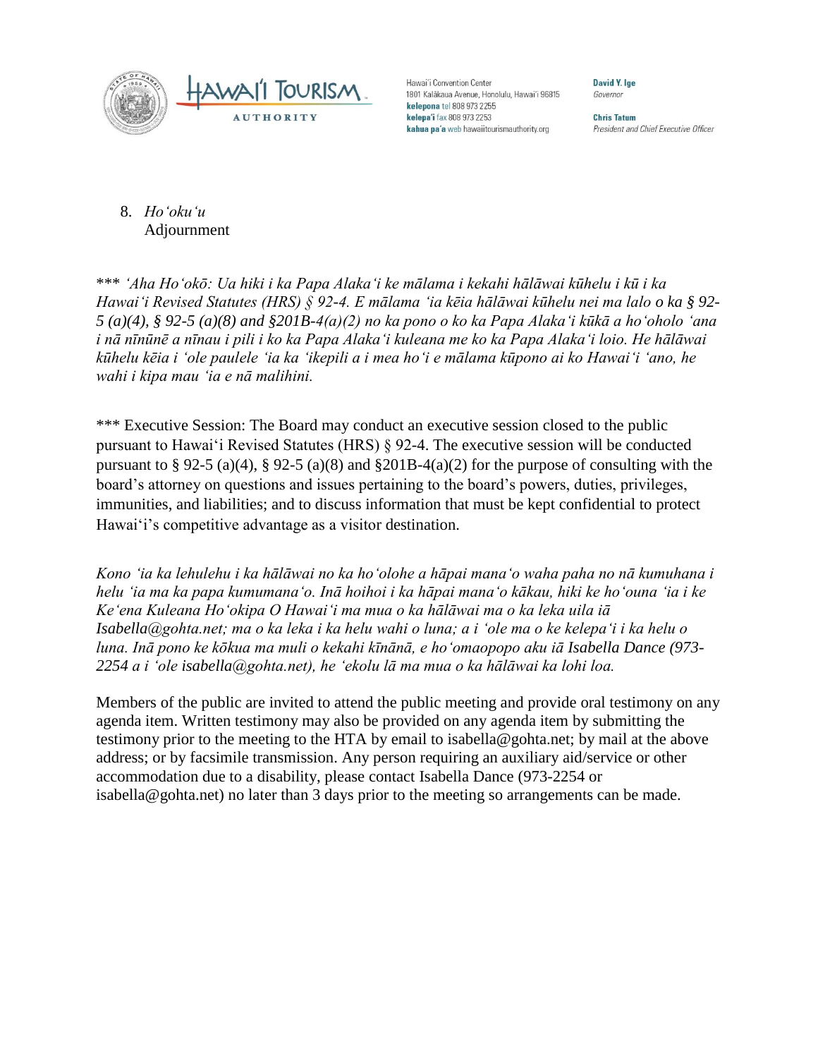8. *Hoʻokuʻu*
   Adjournment

*\*\*\* ʻAha Hoʻokō: Ua hiki i ka Papa Alakaʻi ke mālama i kekahi hālāwai kūhelu i kū i ka Hawaiʻi Revised Statutes (HRS) § 92-4. E mālama ʻia kēia hālāwai kūhelu nei ma lalo o ka § 92-5 (a)(4), § 92-5 (a)(8) and §201B-4(a)(2) no ka pono o ko ka Papa Alakaʻi kūkā a hoʻoholo ʻana i nā nīnūnē a nīnau i pili i ko ka Papa Alakaʻi kuleana me ko ka Papa Alakaʻi loio. He hālāwai kūhelu kēia i ʻole paulele ʻia ka ʻikepili a i mea hoʻi e mālama kūpono ai ko Hawaiʻi ʻano, he wahi i kipa mau ʻia e nā malihini.*

\*\*\* Executive Session: The Board may conduct an executive session closed to the public pursuant to Hawaiʻi Revised Statutes (HRS) § 92-4. The executive session will be conducted pursuant to § 92-5 (a)(4), § 92-5 (a)(8) and §201B-4(a)(2) for the purpose of consulting with the board's attorney on questions and issues pertaining to the board's powers, duties, privileges, immunities, and liabilities; and to discuss information that must be kept confidential to protect Hawaiʻi's competitive advantage as a visitor destination.

*Kono ʻia ka lehulehu i ka hālāwai no ka hoʻolohe a hāpai manaʻo waha paha no nā kumuhana i helu ʻia ma ka papa kumumanaʻo. Inā hoihoi i ka hāpai manaʻo kākau, hiki ke hoʻouna ʻia i ke Keʻena Kuleana Hoʻokipa O Hawaiʻi ma mua o ka hālāwai ma o ka leka uila iā Isabella@gohta.net; ma o ka leka i ka helu wahi o luna; a i ʻole ma o ke kelepaʻi i ka helu o luna. Inā pono ke kōkua ma muli o kekahi kīnānā, e hoʻomaopopo aku iā Isabella Dance (973-2254 a i ʻole isabella@gohta.net), he ʻekolu lā ma mua o ka hālāwai ka lohi loa.*

Members of the public are invited to attend the public meeting and provide oral testimony on any agenda item. Written testimony may also be provided on any agenda item by submitting the testimony prior to the meeting to the HTA by email to isabella@gohta.net; by mail at the above address; or by facsimile transmission. Any person requiring an auxiliary aid/service or other accommodation due to a disability, please contact Isabella Dance (973-2254 or isabella@gohta.net) no later than 3 days prior to the meeting so arrangements can be made.